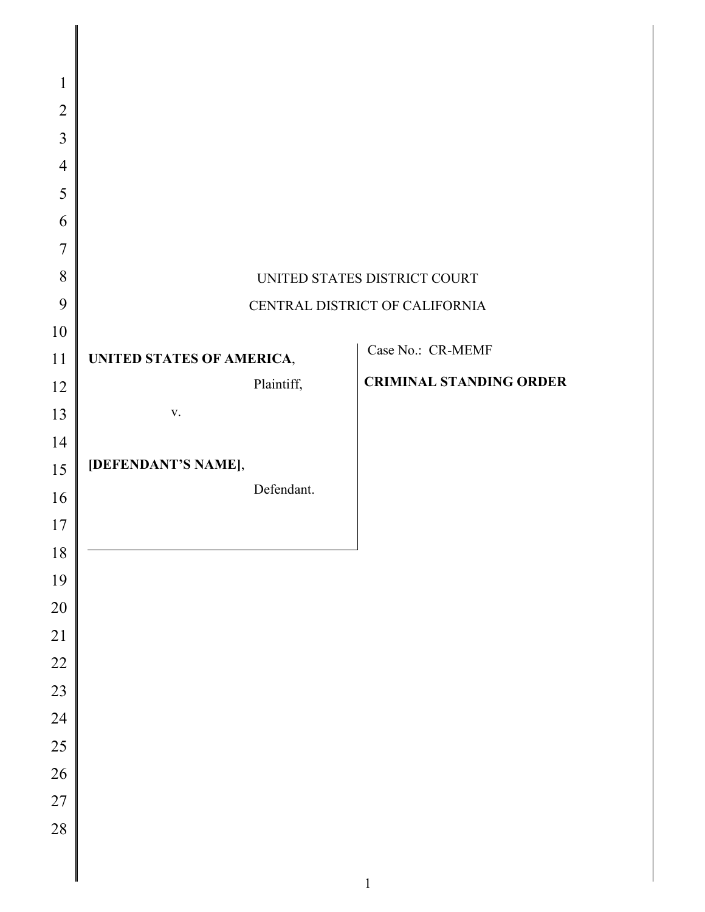UNITED STATES DISTRICT COURT

CENTRAL DISTRICT OF CALIFORNIA

**UNITED STATES OF AMERICA**,

Plaintiff,

v.

**[DEFENDANT'S NAME]**,

Defendant.

Case No.: CR-MEMF

**CRIMINAL STANDING ORDER**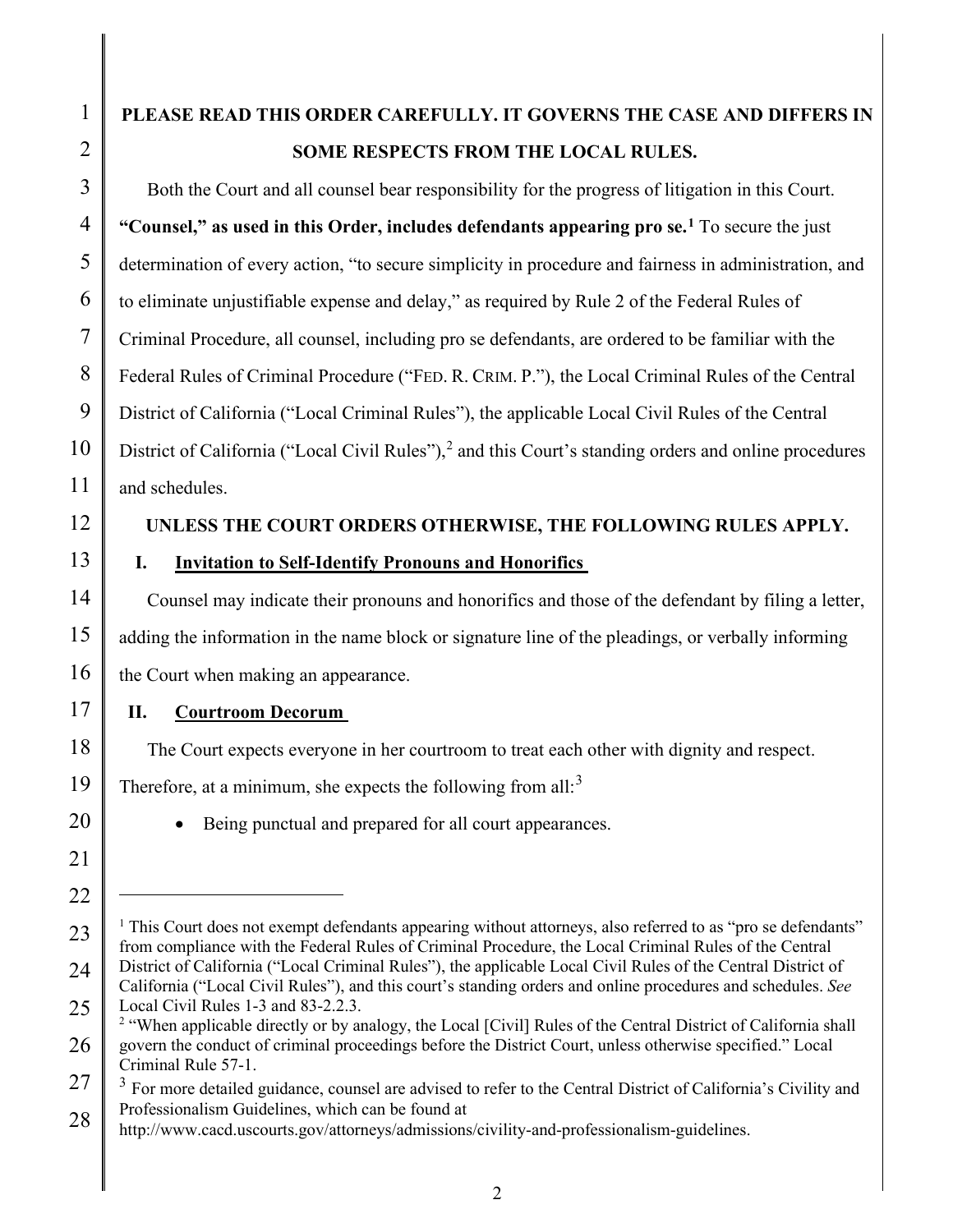**PLEASE READ THIS ORDER CAREFULLY. IT GOVERNS THE CASE AND DIFFERS IN SOME RESPECTS FROM THE LOCAL RULES.**

Both the Court and all counsel bear responsibility for the progress of litigation in this Court. **"Counsel," as used in this Order, includes defendants appearing pro se.**[1] To secure the just determination of every action, "to secure simplicity in procedure and fairness in administration, and to eliminate unjustifiable expense and delay," as required by Rule 2 of the Federal Rules of Criminal Procedure, all counsel, including pro se defendants, are ordered to be familiar with the Federal Rules of Criminal Procedure ("FED. R. CRIM. P."), the Local Criminal Rules of the Central District of California ("Local Criminal Rules"), the applicable Local Civil Rules of the Central District of California ("Local Civil Rules"),[2] and this Court's standing orders and online procedures and schedules.

**UNLESS THE COURT ORDERS OTHERWISE, THE FOLLOWING RULES APPLY.**

## I. Invitation to Self-Identify Pronouns and Honorifics

Counsel may indicate their pronouns and honorifics and those of the defendant by filing a letter, adding the information in the name block or signature line of the pleadings, or verbally informing the Court when making an appearance.

## II. Courtroom Decorum

The Court expects everyone in her courtroom to treat each other with dignity and respect. Therefore, at a minimum, she expects the following from all:[3]

- Being punctual and prepared for all court appearances.

---

[1] This Court does not exempt defendants appearing without attorneys, also referred to as "pro se defendants" from compliance with the Federal Rules of Criminal Procedure, the Local Criminal Rules of the Central District of California ("Local Criminal Rules"), the applicable Local Civil Rules of the Central District of California ("Local Civil Rules"), and this court's standing orders and online procedures and schedules. *See* Local Civil Rules 1-3 and 83-2.2.3.

[2] "When applicable directly or by analogy, the Local [Civil] Rules of the Central District of California shall govern the conduct of criminal proceedings before the District Court, unless otherwise specified." Local Criminal Rule 57-1.

[3] For more detailed guidance, counsel are advised to refer to the Central District of California's Civility and Professionalism Guidelines, which can be found at http://www.cacd.uscourts.gov/attorneys/admissions/civility-and-professionalism-guidelines.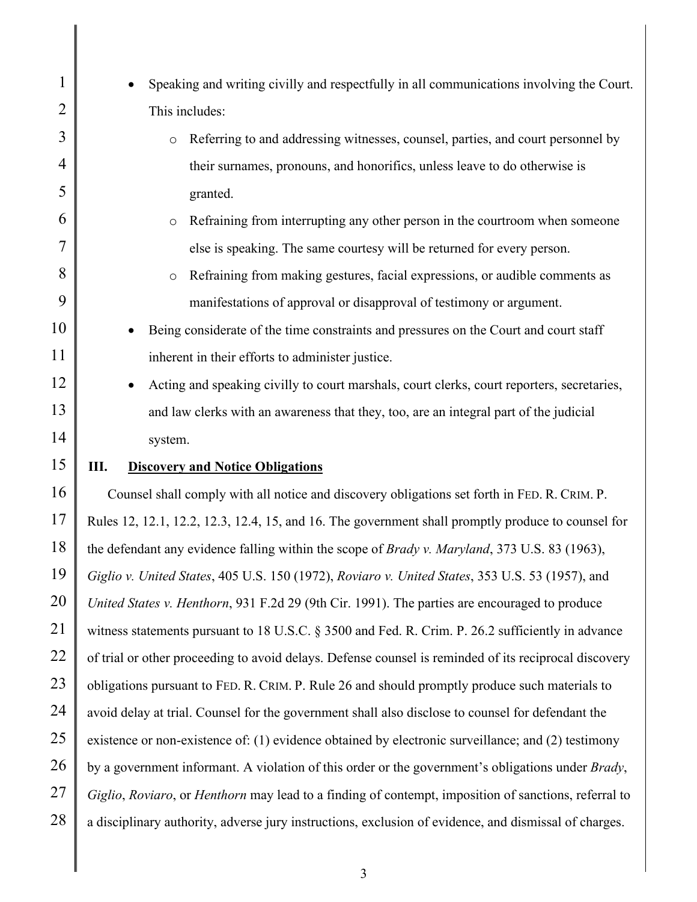- Speaking and writing civilly and respectfully in all communications involving the Court. This includes:
    - Referring to and addressing witnesses, counsel, parties, and court personnel by their surnames, pronouns, and honorifics, unless leave to do otherwise is granted.
    - Refraining from interrupting any other person in the courtroom when someone else is speaking. The same courtesy will be returned for every person.
    - Refraining from making gestures, facial expressions, or audible comments as manifestations of approval or disapproval of testimony or argument.
- Being considerate of the time constraints and pressures on the Court and court staff inherent in their efforts to administer justice.
- Acting and speaking civilly to court marshals, court clerks, court reporters, secretaries, and law clerks with an awareness that they, too, are an integral part of the judicial system.

## III. Discovery and Notice Obligations

Counsel shall comply with all notice and discovery obligations set forth in FED. R. CRIM. P. Rules 12, 12.1, 12.2, 12.3, 12.4, 15, and 16. The government shall promptly produce to counsel for the defendant any evidence falling within the scope of *Brady v. Maryland*, 373 U.S. 83 (1963), *Giglio v. United States*, 405 U.S. 150 (1972), *Roviaro v. United States*, 353 U.S. 53 (1957), and *United States v. Henthorn*, 931 F.2d 29 (9th Cir. 1991). The parties are encouraged to produce witness statements pursuant to 18 U.S.C. § 3500 and Fed. R. Crim. P. 26.2 sufficiently in advance of trial or other proceeding to avoid delays. Defense counsel is reminded of its reciprocal discovery obligations pursuant to FED. R. CRIM. P. Rule 26 and should promptly produce such materials to avoid delay at trial. Counsel for the government shall also disclose to counsel for defendant the existence or non-existence of: (1) evidence obtained by electronic surveillance; and (2) testimony by a government informant. A violation of this order or the government's obligations under *Brady*, *Giglio*, *Roviaro*, or *Henthorn* may lead to a finding of contempt, imposition of sanctions, referral to a disciplinary authority, adverse jury instructions, exclusion of evidence, and dismissal of charges.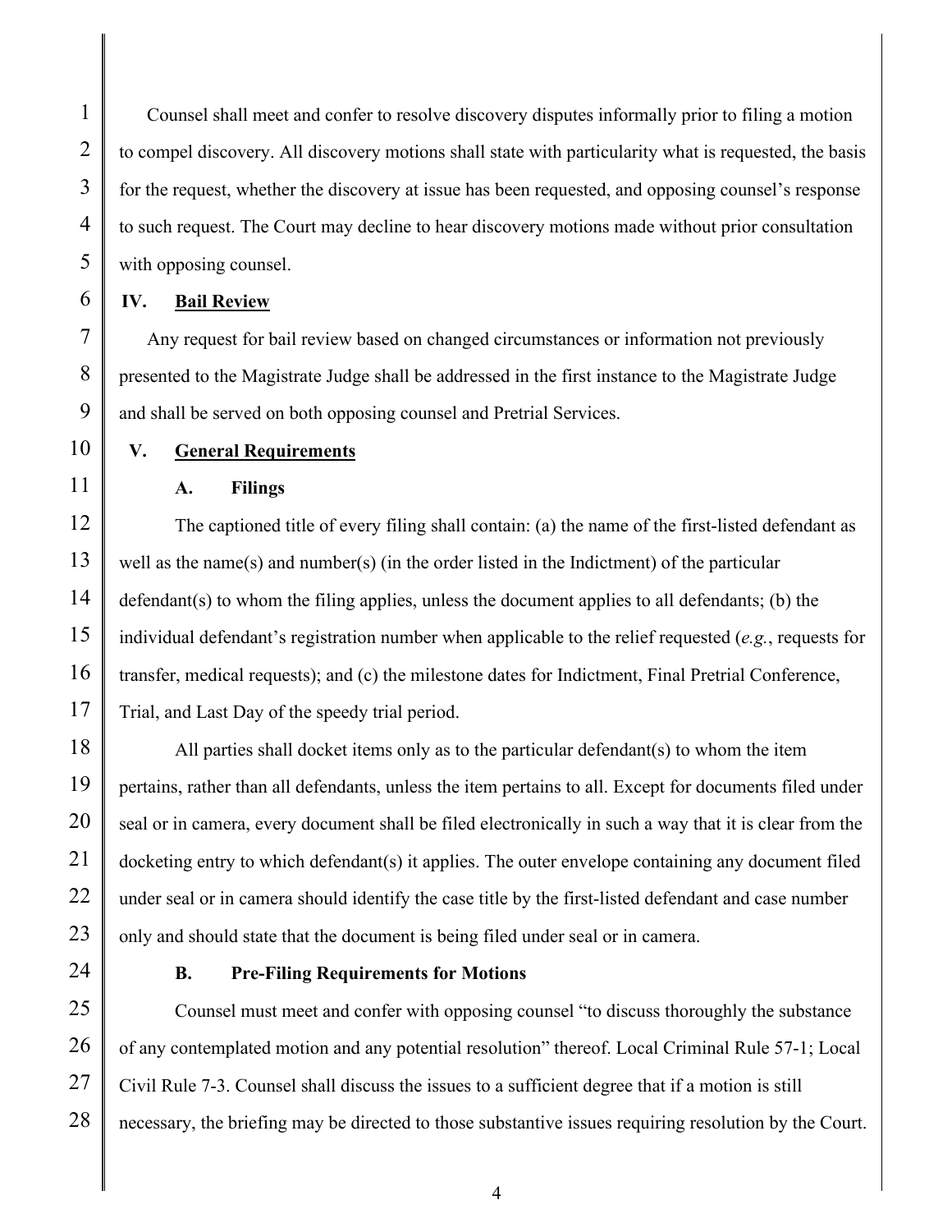Counsel shall meet and confer to resolve discovery disputes informally prior to filing a motion to compel discovery. All discovery motions shall state with particularity what is requested, the basis for the request, whether the discovery at issue has been requested, and opposing counsel's response to such request. The Court may decline to hear discovery motions made without prior consultation with opposing counsel.

## IV. Bail Review

Any request for bail review based on changed circumstances or information not previously presented to the Magistrate Judge shall be addressed in the first instance to the Magistrate Judge and shall be served on both opposing counsel and Pretrial Services.

## V. General Requirements

### A. Filings

The captioned title of every filing shall contain: (a) the name of the first-listed defendant as well as the name(s) and number(s) (in the order listed in the Indictment) of the particular defendant(s) to whom the filing applies, unless the document applies to all defendants; (b) the individual defendant's registration number when applicable to the relief requested (*e.g.*, requests for transfer, medical requests); and (c) the milestone dates for Indictment, Final Pretrial Conference, Trial, and Last Day of the speedy trial period.

All parties shall docket items only as to the particular defendant(s) to whom the item pertains, rather than all defendants, unless the item pertains to all. Except for documents filed under seal or in camera, every document shall be filed electronically in such a way that it is clear from the docketing entry to which defendant(s) it applies. The outer envelope containing any document filed under seal or in camera should identify the case title by the first-listed defendant and case number only and should state that the document is being filed under seal or in camera.

### B. Pre-Filing Requirements for Motions

Counsel must meet and confer with opposing counsel "to discuss thoroughly the substance of any contemplated motion and any potential resolution" thereof. Local Criminal Rule 57-1; Local Civil Rule 7-3. Counsel shall discuss the issues to a sufficient degree that if a motion is still necessary, the briefing may be directed to those substantive issues requiring resolution by the Court.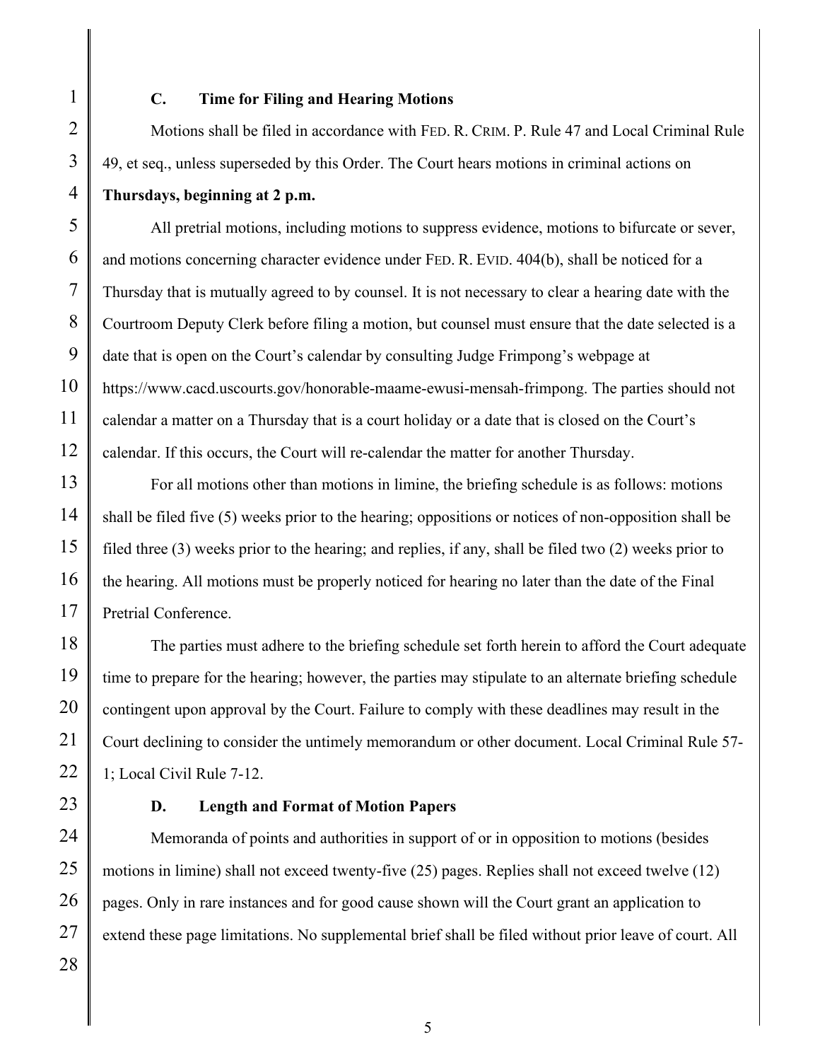### C. Time for Filing and Hearing Motions

Motions shall be filed in accordance with FED. R. CRIM. P. Rule 47 and Local Criminal Rule 49, et seq., unless superseded by this Order. The Court hears motions in criminal actions on **Thursdays, beginning at 2 p.m.**

All pretrial motions, including motions to suppress evidence, motions to bifurcate or sever, and motions concerning character evidence under FED. R. EVID. 404(b), shall be noticed for a Thursday that is mutually agreed to by counsel. It is not necessary to clear a hearing date with the Courtroom Deputy Clerk before filing a motion, but counsel must ensure that the date selected is a date that is open on the Court's calendar by consulting Judge Frimpong's webpage at https://www.cacd.uscourts.gov/honorable-maame-ewusi-mensah-frimpong. The parties should not calendar a matter on a Thursday that is a court holiday or a date that is closed on the Court's calendar. If this occurs, the Court will re-calendar the matter for another Thursday.

For all motions other than motions in limine, the briefing schedule is as follows: motions shall be filed five (5) weeks prior to the hearing; oppositions or notices of non-opposition shall be filed three (3) weeks prior to the hearing; and replies, if any, shall be filed two (2) weeks prior to the hearing. All motions must be properly noticed for hearing no later than the date of the Final Pretrial Conference.

The parties must adhere to the briefing schedule set forth herein to afford the Court adequate time to prepare for the hearing; however, the parties may stipulate to an alternate briefing schedule contingent upon approval by the Court. Failure to comply with these deadlines may result in the Court declining to consider the untimely memorandum or other document. Local Criminal Rule 57-1; Local Civil Rule 7-12.

### D. Length and Format of Motion Papers

Memoranda of points and authorities in support of or in opposition to motions (besides motions in limine) shall not exceed twenty-five (25) pages. Replies shall not exceed twelve (12) pages. Only in rare instances and for good cause shown will the Court grant an application to extend these page limitations. No supplemental brief shall be filed without prior leave of court. All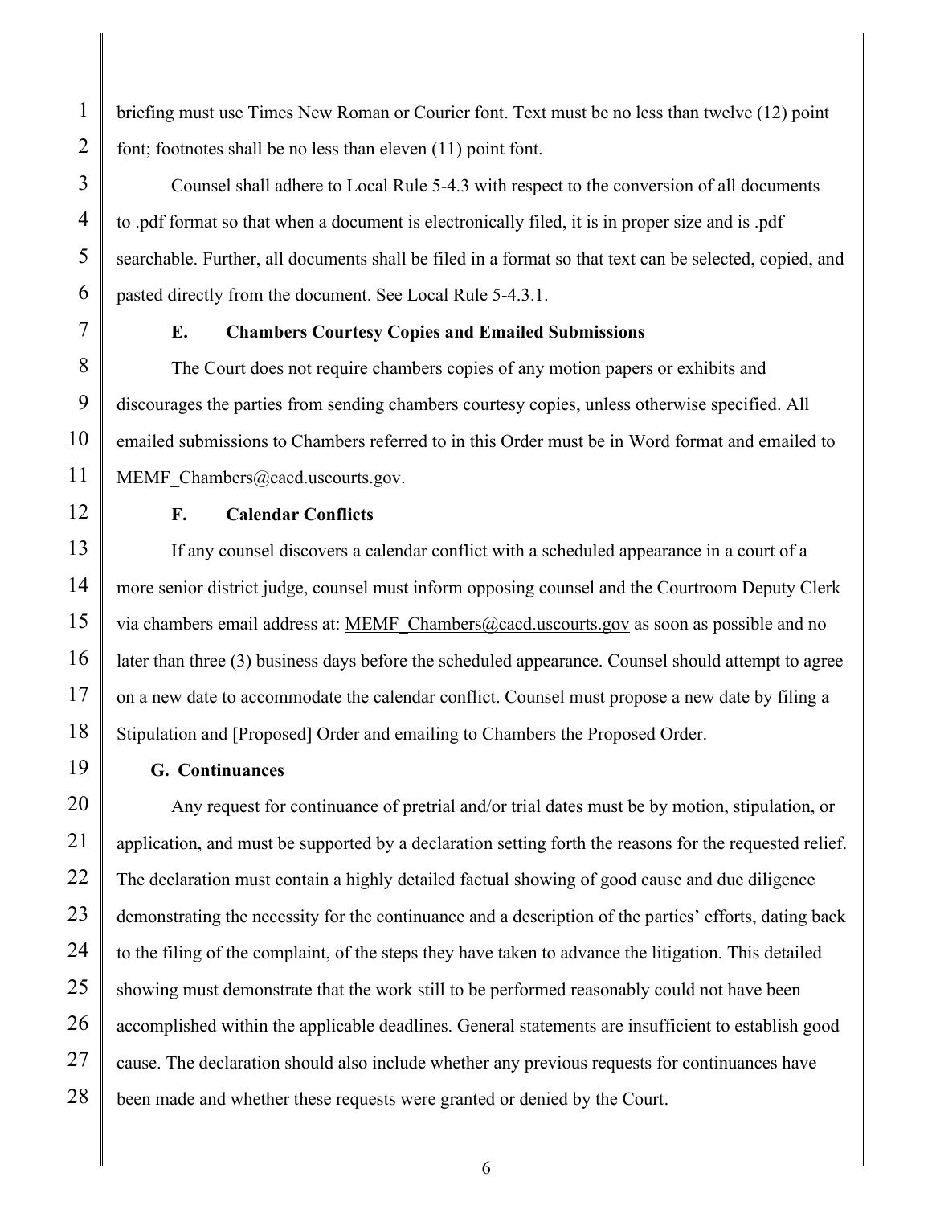briefing must use Times New Roman or Courier font. Text must be no less than twelve (12) point font; footnotes shall be no less than eleven (11) point font.

Counsel shall adhere to Local Rule 5-4.3 with respect to the conversion of all documents to .pdf format so that when a document is electronically filed, it is in proper size and is .pdf searchable. Further, all documents shall be filed in a format so that text can be selected, copied, and pasted directly from the document. See Local Rule 5-4.3.1.

### E. Chambers Courtesy Copies and Emailed Submissions

The Court does not require chambers copies of any motion papers or exhibits and discourages the parties from sending chambers courtesy copies, unless otherwise specified. All emailed submissions to Chambers referred to in this Order must be in Word format and emailed to MEMF_Chambers@cacd.uscourts.gov.

### F. Calendar Conflicts

If any counsel discovers a calendar conflict with a scheduled appearance in a court of a more senior district judge, counsel must inform opposing counsel and the Courtroom Deputy Clerk via chambers email address at: MEMF_Chambers@cacd.uscourts.gov as soon as possible and no later than three (3) business days before the scheduled appearance. Counsel should attempt to agree on a new date to accommodate the calendar conflict. Counsel must propose a new date by filing a Stipulation and [Proposed] Order and emailing to Chambers the Proposed Order.

### G. Continuances

Any request for continuance of pretrial and/or trial dates must be by motion, stipulation, or application, and must be supported by a declaration setting forth the reasons for the requested relief. The declaration must contain a highly detailed factual showing of good cause and due diligence demonstrating the necessity for the continuance and a description of the parties' efforts, dating back to the filing of the complaint, of the steps they have taken to advance the litigation. This detailed showing must demonstrate that the work still to be performed reasonably could not have been accomplished within the applicable deadlines. General statements are insufficient to establish good cause. The declaration should also include whether any previous requests for continuances have been made and whether these requests were granted or denied by the Court.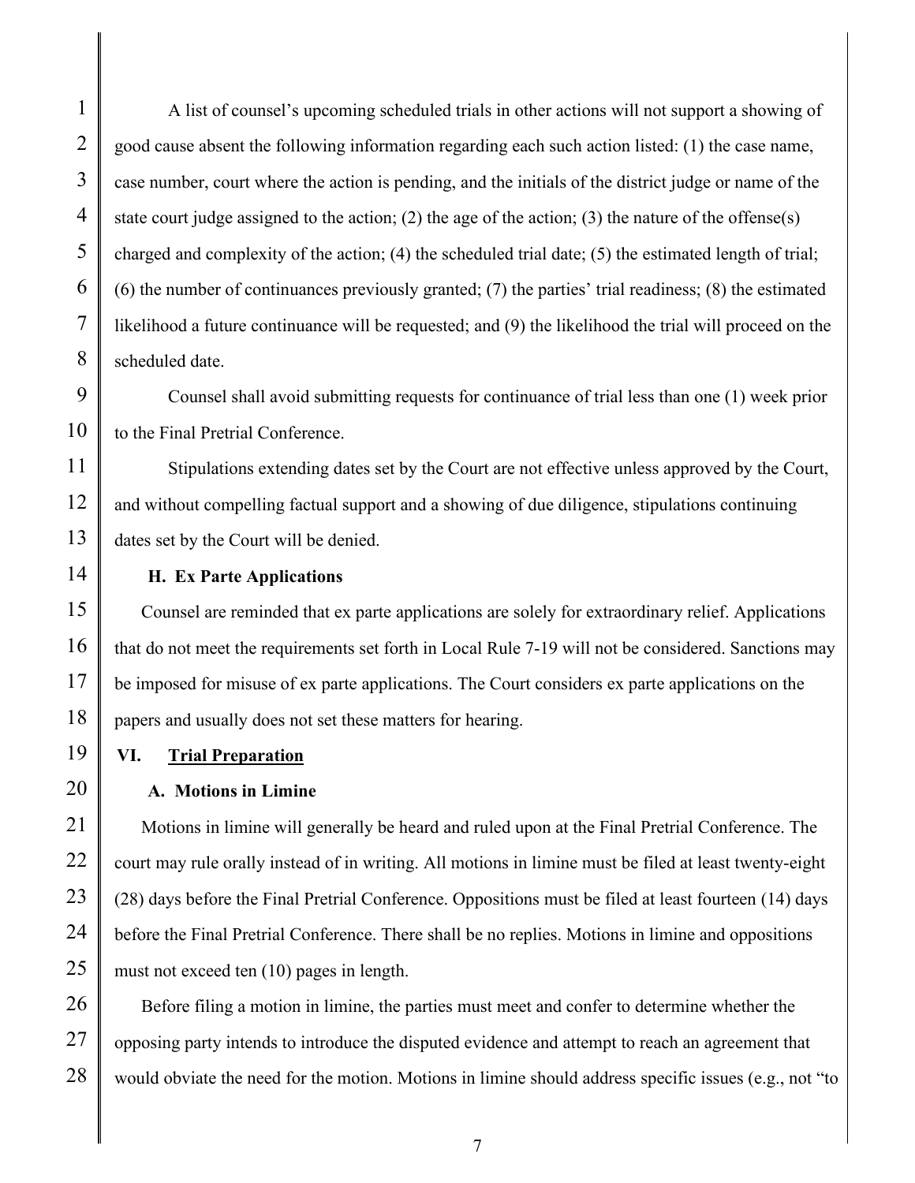A list of counsel's upcoming scheduled trials in other actions will not support a showing of good cause absent the following information regarding each such action listed: (1) the case name, case number, court where the action is pending, and the initials of the district judge or name of the state court judge assigned to the action; (2) the age of the action; (3) the nature of the offense(s) charged and complexity of the action; (4) the scheduled trial date; (5) the estimated length of trial; (6) the number of continuances previously granted; (7) the parties' trial readiness; (8) the estimated likelihood a future continuance will be requested; and (9) the likelihood the trial will proceed on the scheduled date.

Counsel shall avoid submitting requests for continuance of trial less than one (1) week prior to the Final Pretrial Conference.

Stipulations extending dates set by the Court are not effective unless approved by the Court, and without compelling factual support and a showing of due diligence, stipulations continuing dates set by the Court will be denied.

### H. Ex Parte Applications

Counsel are reminded that ex parte applications are solely for extraordinary relief. Applications that do not meet the requirements set forth in Local Rule 7-19 will not be considered. Sanctions may be imposed for misuse of ex parte applications. The Court considers ex parte applications on the papers and usually does not set these matters for hearing.

## VI. <u>Trial Preparation</u>

### A. Motions in Limine

Motions in limine will generally be heard and ruled upon at the Final Pretrial Conference. The court may rule orally instead of in writing. All motions in limine must be filed at least twenty-eight (28) days before the Final Pretrial Conference. Oppositions must be filed at least fourteen (14) days before the Final Pretrial Conference. There shall be no replies. Motions in limine and oppositions must not exceed ten (10) pages in length.

Before filing a motion in limine, the parties must meet and confer to determine whether the opposing party intends to introduce the disputed evidence and attempt to reach an agreement that would obviate the need for the motion. Motions in limine should address specific issues (e.g., not "to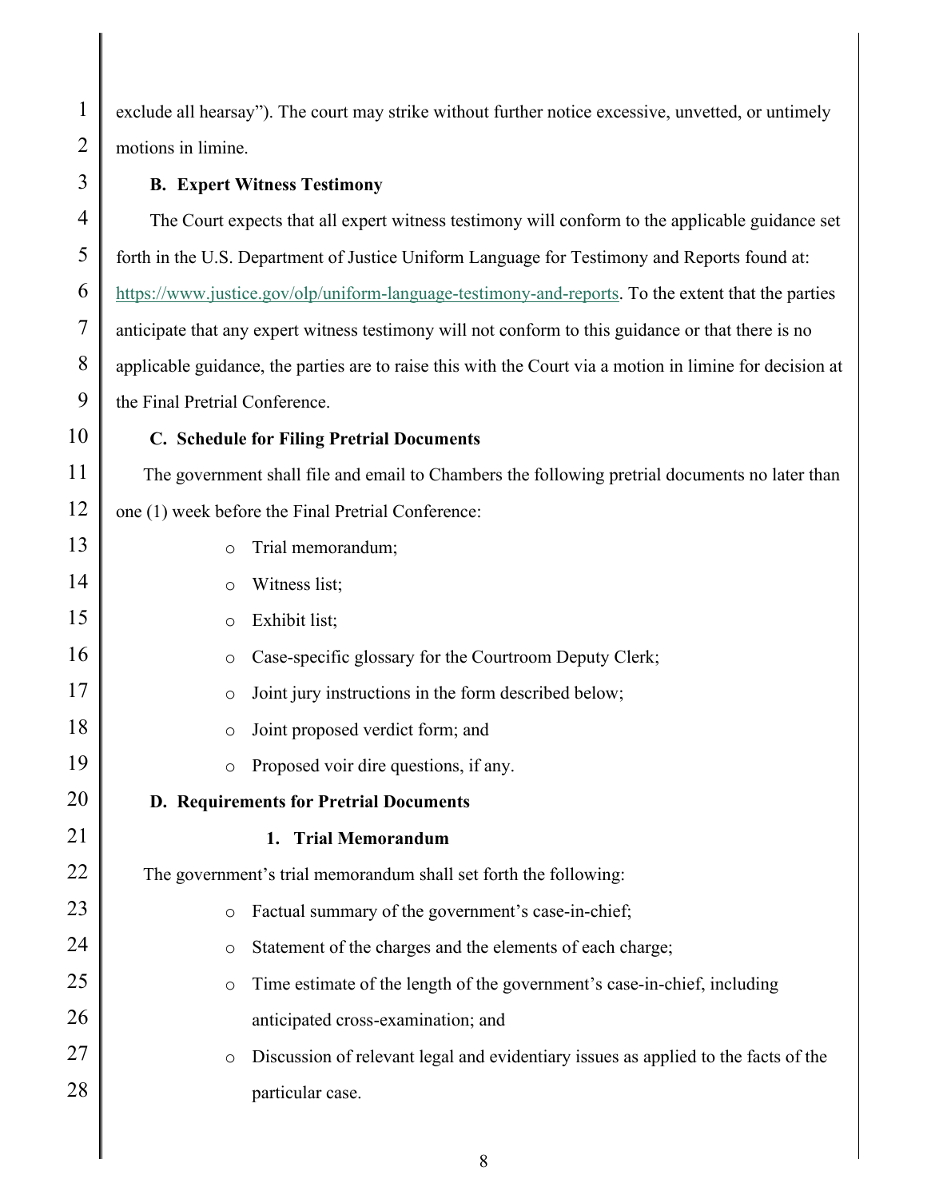exclude all hearsay"). The court may strike without further notice excessive, unvetted, or untimely motions in limine.

**B. Expert Witness Testimony**

The Court expects that all expert witness testimony will conform to the applicable guidance set forth in the U.S. Department of Justice Uniform Language for Testimony and Reports found at: https://www.justice.gov/olp/uniform-language-testimony-and-reports. To the extent that the parties anticipate that any expert witness testimony will not conform to this guidance or that there is no applicable guidance, the parties are to raise this with the Court via a motion in limine for decision at the Final Pretrial Conference.

**C. Schedule for Filing Pretrial Documents**

The government shall file and email to Chambers the following pretrial documents no later than one (1) week before the Final Pretrial Conference:

- Trial memorandum;
- Witness list;
- Exhibit list;
- Case-specific glossary for the Courtroom Deputy Clerk;
- Joint jury instructions in the form described below;
- Joint proposed verdict form; and
- Proposed voir dire questions, if any.

**D. Requirements for Pretrial Documents**

**1. Trial Memorandum**

The government's trial memorandum shall set forth the following:

- Factual summary of the government's case-in-chief;
- Statement of the charges and the elements of each charge;
- Time estimate of the length of the government's case-in-chief, including anticipated cross-examination; and
- Discussion of relevant legal and evidentiary issues as applied to the facts of the particular case.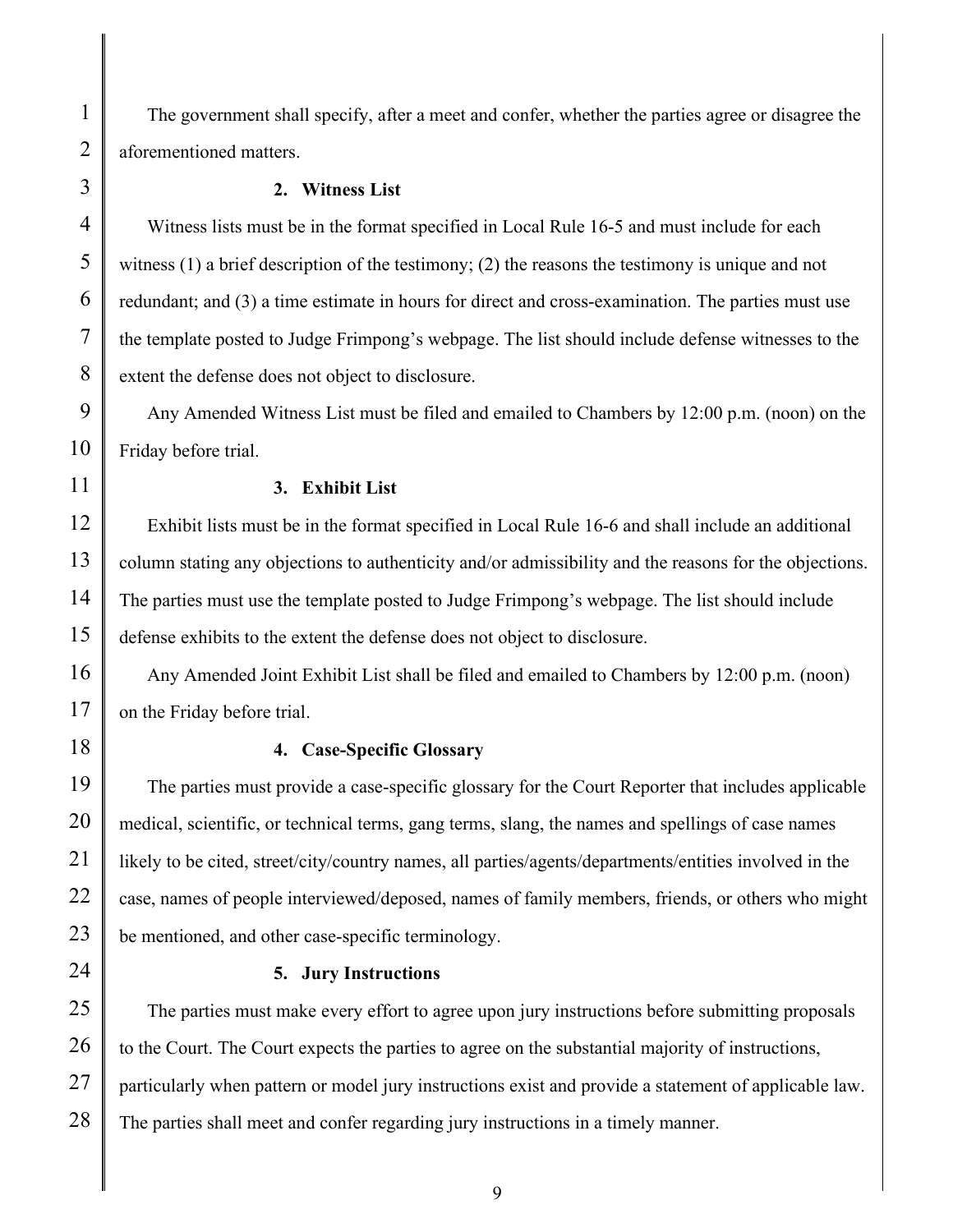The government shall specify, after a meet and confer, whether the parties agree or disagree the aforementioned matters.

**2. Witness List**

Witness lists must be in the format specified in Local Rule 16-5 and must include for each witness (1) a brief description of the testimony; (2) the reasons the testimony is unique and not redundant; and (3) a time estimate in hours for direct and cross-examination. The parties must use the template posted to Judge Frimpong's webpage. The list should include defense witnesses to the extent the defense does not object to disclosure.

Any Amended Witness List must be filed and emailed to Chambers by 12:00 p.m. (noon) on the Friday before trial.

**3. Exhibit List**

Exhibit lists must be in the format specified in Local Rule 16-6 and shall include an additional column stating any objections to authenticity and/or admissibility and the reasons for the objections. The parties must use the template posted to Judge Frimpong's webpage. The list should include defense exhibits to the extent the defense does not object to disclosure.

Any Amended Joint Exhibit List shall be filed and emailed to Chambers by 12:00 p.m. (noon) on the Friday before trial.

**4. Case-Specific Glossary**

The parties must provide a case-specific glossary for the Court Reporter that includes applicable medical, scientific, or technical terms, gang terms, slang, the names and spellings of case names likely to be cited, street/city/country names, all parties/agents/departments/entities involved in the case, names of people interviewed/deposed, names of family members, friends, or others who might be mentioned, and other case-specific terminology.

**5. Jury Instructions**

The parties must make every effort to agree upon jury instructions before submitting proposals to the Court. The Court expects the parties to agree on the substantial majority of instructions, particularly when pattern or model jury instructions exist and provide a statement of applicable law. The parties shall meet and confer regarding jury instructions in a timely manner.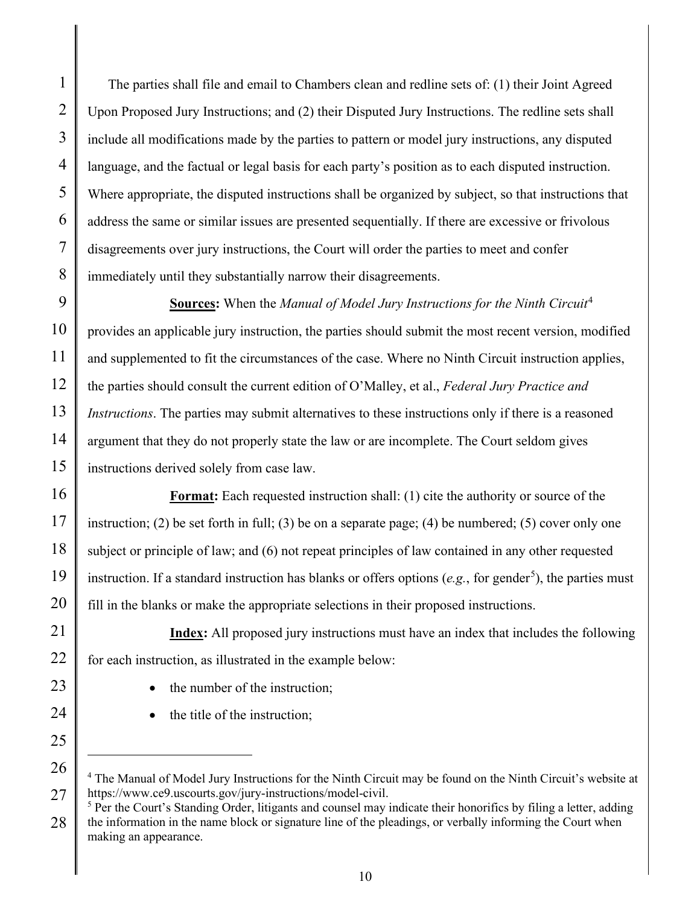The parties shall file and email to Chambers clean and redline sets of: (1) their Joint Agreed Upon Proposed Jury Instructions; and (2) their Disputed Jury Instructions. The redline sets shall include all modifications made by the parties to pattern or model jury instructions, any disputed language, and the factual or legal basis for each party's position as to each disputed instruction. Where appropriate, the disputed instructions shall be organized by subject, so that instructions that address the same or similar issues are presented sequentially. If there are excessive or frivolous disagreements over jury instructions, the Court will order the parties to meet and confer immediately until they substantially narrow their disagreements.

**Sources:** When the *Manual of Model Jury Instructions for the Ninth Circuit*[4] provides an applicable jury instruction, the parties should submit the most recent version, modified and supplemented to fit the circumstances of the case. Where no Ninth Circuit instruction applies, the parties should consult the current edition of O'Malley, et al., *Federal Jury Practice and Instructions*. The parties may submit alternatives to these instructions only if there is a reasoned argument that they do not properly state the law or are incomplete. The Court seldom gives instructions derived solely from case law.

**Format:** Each requested instruction shall: (1) cite the authority or source of the instruction; (2) be set forth in full; (3) be on a separate page; (4) be numbered; (5) cover only one subject or principle of law; and (6) not repeat principles of law contained in any other requested instruction. If a standard instruction has blanks or offers options (*e.g.*, for gender[5]), the parties must fill in the blanks or make the appropriate selections in their proposed instructions.

**Index:** All proposed jury instructions must have an index that includes the following for each instruction, as illustrated in the example below:

- the number of the instruction;
- the title of the instruction;

---

[4] The Manual of Model Jury Instructions for the Ninth Circuit may be found on the Ninth Circuit's website at https://www.ce9.uscourts.gov/jury-instructions/model-civil.

[5] Per the Court's Standing Order, litigants and counsel may indicate their honorifics by filing a letter, adding the information in the name block or signature line of the pleadings, or verbally informing the Court when making an appearance.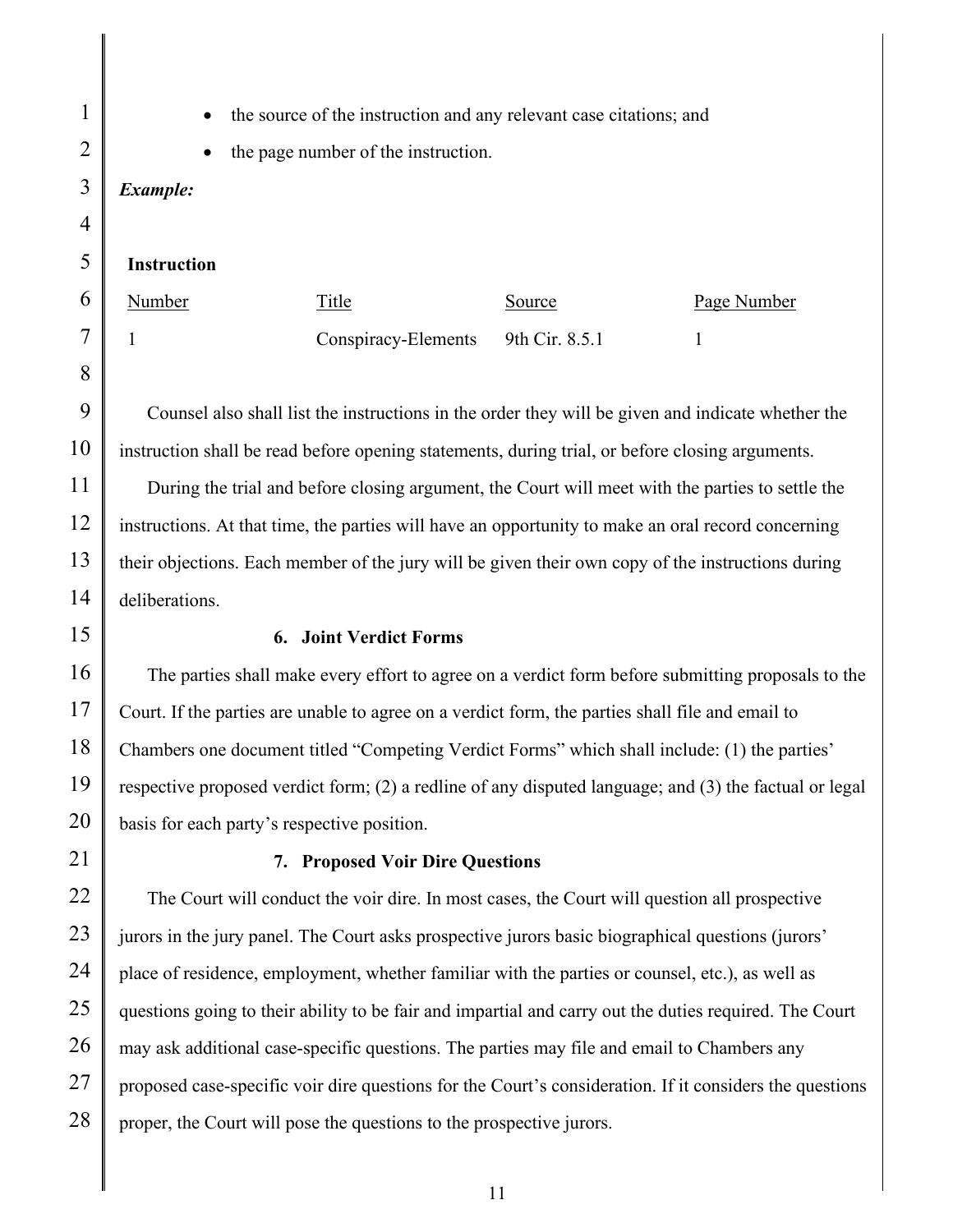- the source of the instruction and any relevant case citations; and
- the page number of the instruction.

***Example:***

| **Instruction** Number | Title | Source | Page Number |
|---|---|---|---|
| 1 | Conspiracy-Elements | 9th Cir. 8.5.1 | 1 |

Counsel also shall list the instructions in the order they will be given and indicate whether the instruction shall be read before opening statements, during trial, or before closing arguments.

During the trial and before closing argument, the Court will meet with the parties to settle the instructions. At that time, the parties will have an opportunity to make an oral record concerning their objections. Each member of the jury will be given their own copy of the instructions during deliberations.

### 6. Joint Verdict Forms

The parties shall make every effort to agree on a verdict form before submitting proposals to the Court. If the parties are unable to agree on a verdict form, the parties shall file and email to Chambers one document titled "Competing Verdict Forms" which shall include: (1) the parties' respective proposed verdict form; (2) a redline of any disputed language; and (3) the factual or legal basis for each party's respective position.

### 7. Proposed Voir Dire Questions

The Court will conduct the voir dire. In most cases, the Court will question all prospective jurors in the jury panel. The Court asks prospective jurors basic biographical questions (jurors' place of residence, employment, whether familiar with the parties or counsel, etc.), as well as questions going to their ability to be fair and impartial and carry out the duties required. The Court may ask additional case-specific questions. The parties may file and email to Chambers any proposed case-specific voir dire questions for the Court's consideration. If it considers the questions proper, the Court will pose the questions to the prospective jurors.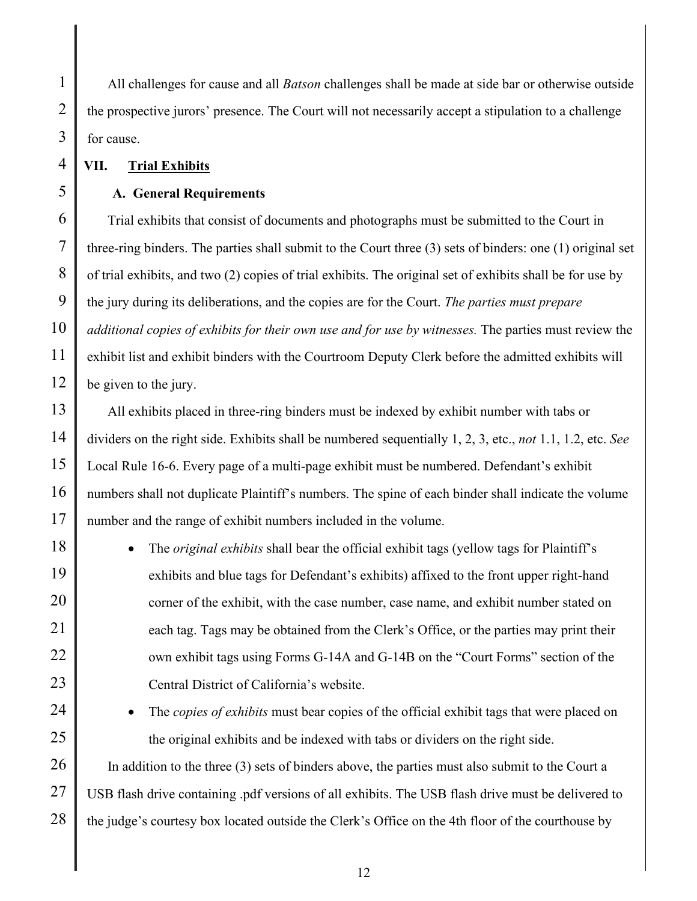All challenges for cause and all *Batson* challenges shall be made at side bar or otherwise outside the prospective jurors' presence. The Court will not necessarily accept a stipulation to a challenge for cause.

## VII. Trial Exhibits

### A. General Requirements

Trial exhibits that consist of documents and photographs must be submitted to the Court in three-ring binders. The parties shall submit to the Court three (3) sets of binders: one (1) original set of trial exhibits, and two (2) copies of trial exhibits. The original set of exhibits shall be for use by the jury during its deliberations, and the copies are for the Court. *The parties must prepare additional copies of exhibits for their own use and for use by witnesses.* The parties must review the exhibit list and exhibit binders with the Courtroom Deputy Clerk before the admitted exhibits will be given to the jury.

All exhibits placed in three-ring binders must be indexed by exhibit number with tabs or dividers on the right side. Exhibits shall be numbered sequentially 1, 2, 3, etc., *not* 1.1, 1.2, etc. *See* Local Rule 16-6. Every page of a multi-page exhibit must be numbered. Defendant's exhibit numbers shall not duplicate Plaintiff's numbers. The spine of each binder shall indicate the volume number and the range of exhibit numbers included in the volume.

- The *original exhibits* shall bear the official exhibit tags (yellow tags for Plaintiff's exhibits and blue tags for Defendant's exhibits) affixed to the front upper right-hand corner of the exhibit, with the case number, case name, and exhibit number stated on each tag. Tags may be obtained from the Clerk's Office, or the parties may print their own exhibit tags using Forms G-14A and G-14B on the "Court Forms" section of the Central District of California's website.
- The *copies of exhibits* must bear copies of the official exhibit tags that were placed on the original exhibits and be indexed with tabs or dividers on the right side.

In addition to the three (3) sets of binders above, the parties must also submit to the Court a USB flash drive containing .pdf versions of all exhibits. The USB flash drive must be delivered to the judge's courtesy box located outside the Clerk's Office on the 4th floor of the courthouse by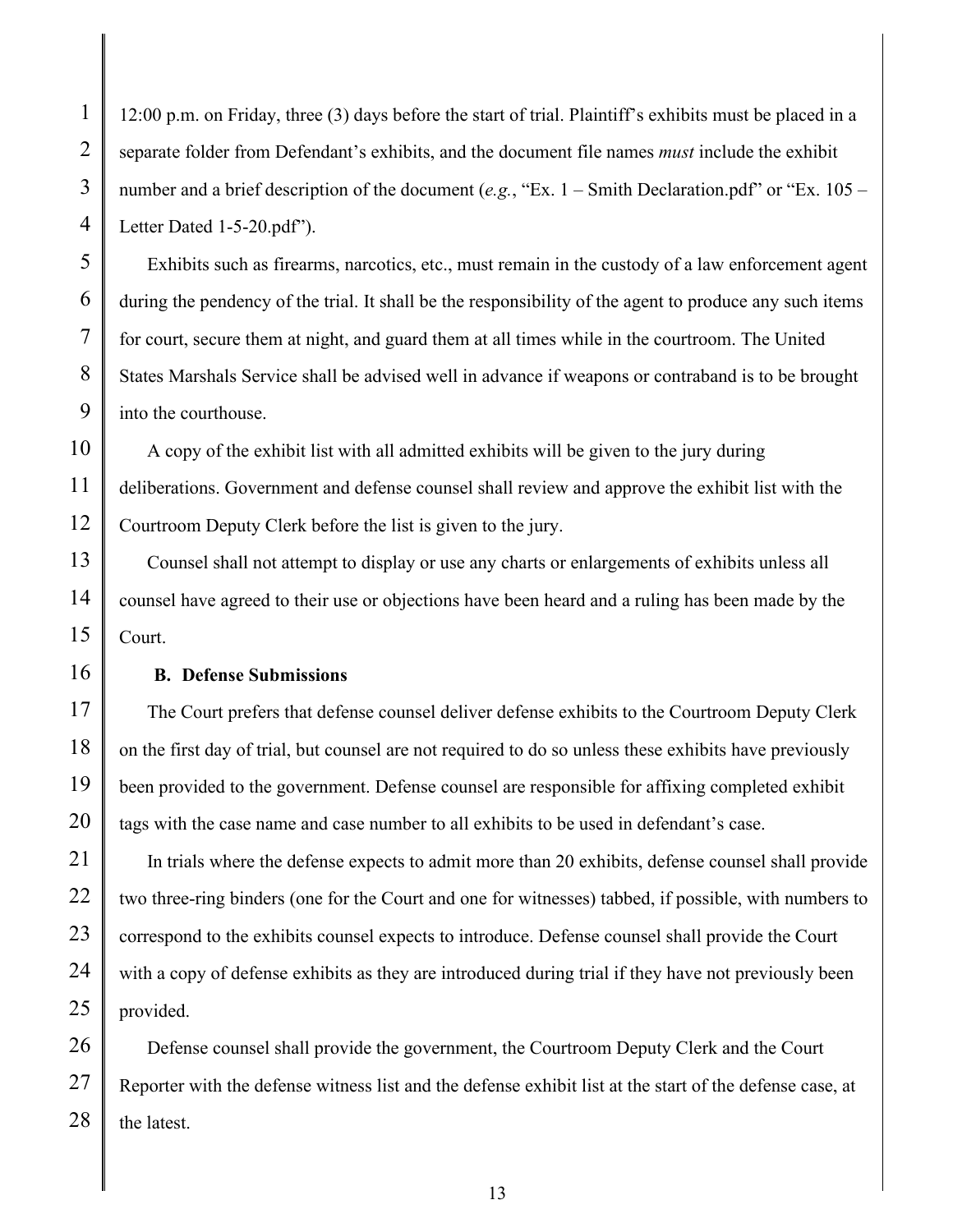12:00 p.m. on Friday, three (3) days before the start of trial. Plaintiff's exhibits must be placed in a separate folder from Defendant's exhibits, and the document file names *must* include the exhibit number and a brief description of the document (*e.g.*, "Ex. 1 – Smith Declaration.pdf" or "Ex. 105 – Letter Dated 1-5-20.pdf").

Exhibits such as firearms, narcotics, etc., must remain in the custody of a law enforcement agent during the pendency of the trial. It shall be the responsibility of the agent to produce any such items for court, secure them at night, and guard them at all times while in the courtroom. The United States Marshals Service shall be advised well in advance if weapons or contraband is to be brought into the courthouse.

A copy of the exhibit list with all admitted exhibits will be given to the jury during deliberations. Government and defense counsel shall review and approve the exhibit list with the Courtroom Deputy Clerk before the list is given to the jury.

Counsel shall not attempt to display or use any charts or enlargements of exhibits unless all counsel have agreed to their use or objections have been heard and a ruling has been made by the Court.

**B. Defense Submissions**

The Court prefers that defense counsel deliver defense exhibits to the Courtroom Deputy Clerk on the first day of trial, but counsel are not required to do so unless these exhibits have previously been provided to the government. Defense counsel are responsible for affixing completed exhibit tags with the case name and case number to all exhibits to be used in defendant's case.

In trials where the defense expects to admit more than 20 exhibits, defense counsel shall provide two three-ring binders (one for the Court and one for witnesses) tabbed, if possible, with numbers to correspond to the exhibits counsel expects to introduce. Defense counsel shall provide the Court with a copy of defense exhibits as they are introduced during trial if they have not previously been provided.

Defense counsel shall provide the government, the Courtroom Deputy Clerk and the Court Reporter with the defense witness list and the defense exhibit list at the start of the defense case, at the latest.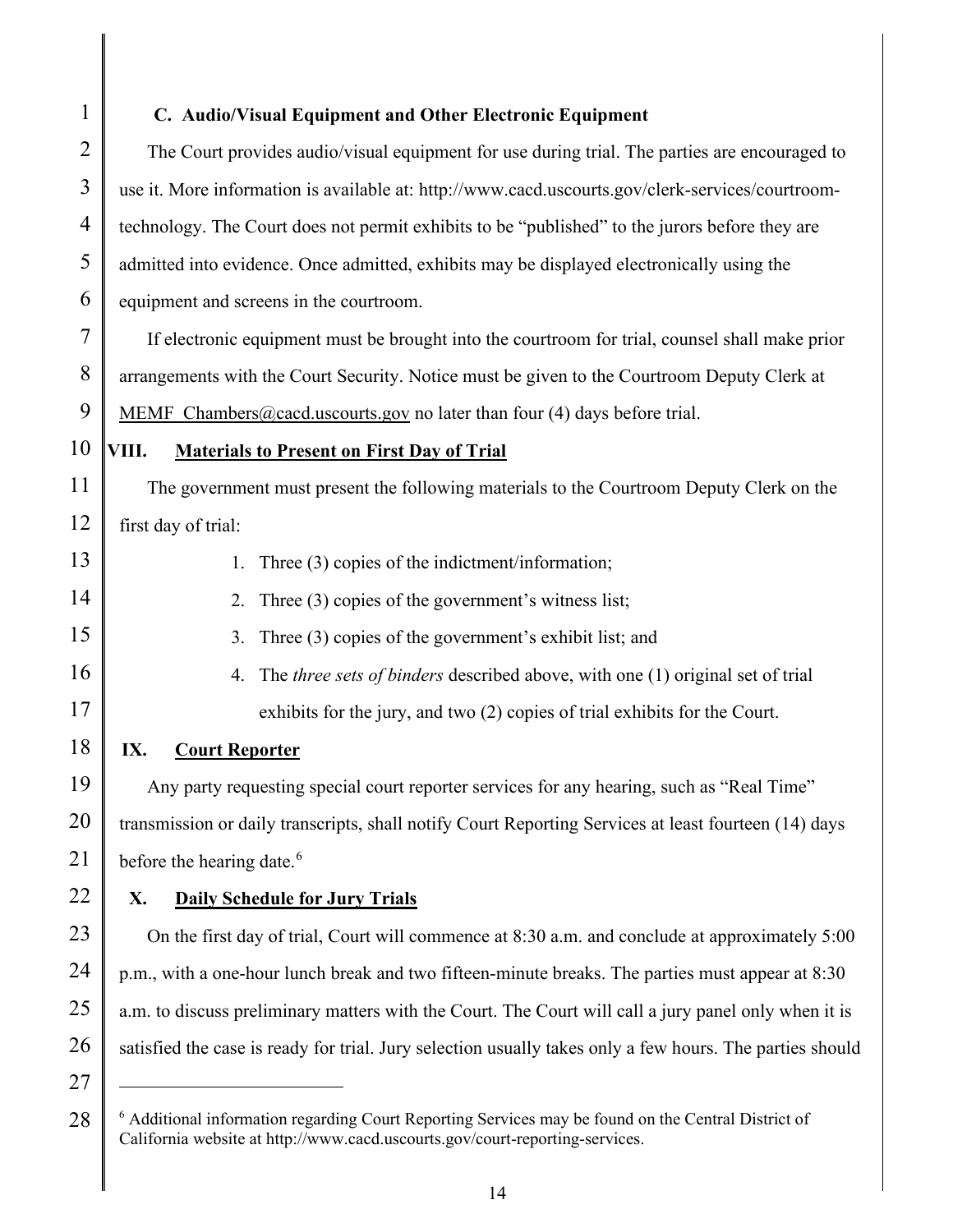### C. Audio/Visual Equipment and Other Electronic Equipment

The Court provides audio/visual equipment for use during trial. The parties are encouraged to use it. More information is available at: http://www.cacd.uscourts.gov/clerk-services/courtroom-technology. The Court does not permit exhibits to be "published" to the jurors before they are admitted into evidence. Once admitted, exhibits may be displayed electronically using the equipment and screens in the courtroom.

If electronic equipment must be brought into the courtroom for trial, counsel shall make prior arrangements with the Court Security. Notice must be given to the Courtroom Deputy Clerk at MEMF_Chambers@cacd.uscourts.gov no later than four (4) days before trial.

## VIII. Materials to Present on First Day of Trial

The government must present the following materials to the Courtroom Deputy Clerk on the first day of trial:

1. Three (3) copies of the indictment/information;
2. Three (3) copies of the government's witness list;
3. Three (3) copies of the government's exhibit list; and
4. The *three sets of binders* described above, with one (1) original set of trial exhibits for the jury, and two (2) copies of trial exhibits for the Court.

## IX. Court Reporter

Any party requesting special court reporter services for any hearing, such as "Real Time" transmission or daily transcripts, shall notify Court Reporting Services at least fourteen (14) days before the hearing date.[6]

## X. Daily Schedule for Jury Trials

On the first day of trial, Court will commence at 8:30 a.m. and conclude at approximately 5:00 p.m., with a one-hour lunch break and two fifteen-minute breaks. The parties must appear at 8:30 a.m. to discuss preliminary matters with the Court. The Court will call a jury panel only when it is satisfied the case is ready for trial. Jury selection usually takes only a few hours. The parties should

[6] Additional information regarding Court Reporting Services may be found on the Central District of California website at http://www.cacd.uscourts.gov/court-reporting-services.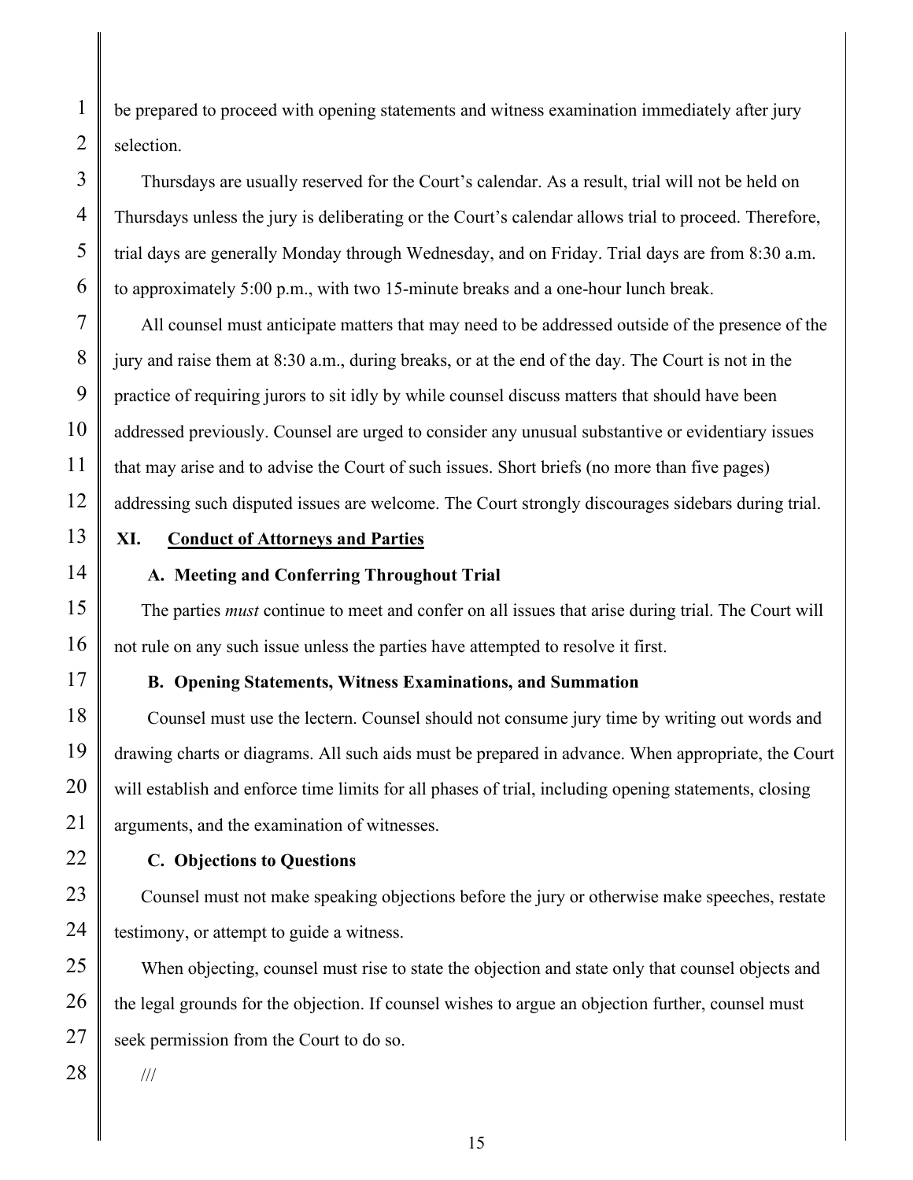be prepared to proceed with opening statements and witness examination immediately after jury selection.

Thursdays are usually reserved for the Court's calendar. As a result, trial will not be held on Thursdays unless the jury is deliberating or the Court's calendar allows trial to proceed. Therefore, trial days are generally Monday through Wednesday, and on Friday. Trial days are from 8:30 a.m. to approximately 5:00 p.m., with two 15-minute breaks and a one-hour lunch break.

All counsel must anticipate matters that may need to be addressed outside of the presence of the jury and raise them at 8:30 a.m., during breaks, or at the end of the day. The Court is not in the practice of requiring jurors to sit idly by while counsel discuss matters that should have been addressed previously. Counsel are urged to consider any unusual substantive or evidentiary issues that may arise and to advise the Court of such issues. Short briefs (no more than five pages) addressing such disputed issues are welcome. The Court strongly discourages sidebars during trial.

## XI. Conduct of Attorneys and Parties

### A. Meeting and Conferring Throughout Trial

The parties *must* continue to meet and confer on all issues that arise during trial. The Court will not rule on any such issue unless the parties have attempted to resolve it first.

### B. Opening Statements, Witness Examinations, and Summation

Counsel must use the lectern. Counsel should not consume jury time by writing out words and drawing charts or diagrams. All such aids must be prepared in advance. When appropriate, the Court will establish and enforce time limits for all phases of trial, including opening statements, closing arguments, and the examination of witnesses.

### C. Objections to Questions

Counsel must not make speaking objections before the jury or otherwise make speeches, restate testimony, or attempt to guide a witness.

When objecting, counsel must rise to state the objection and state only that counsel objects and the legal grounds for the objection. If counsel wishes to argue an objection further, counsel must seek permission from the Court to do so.

///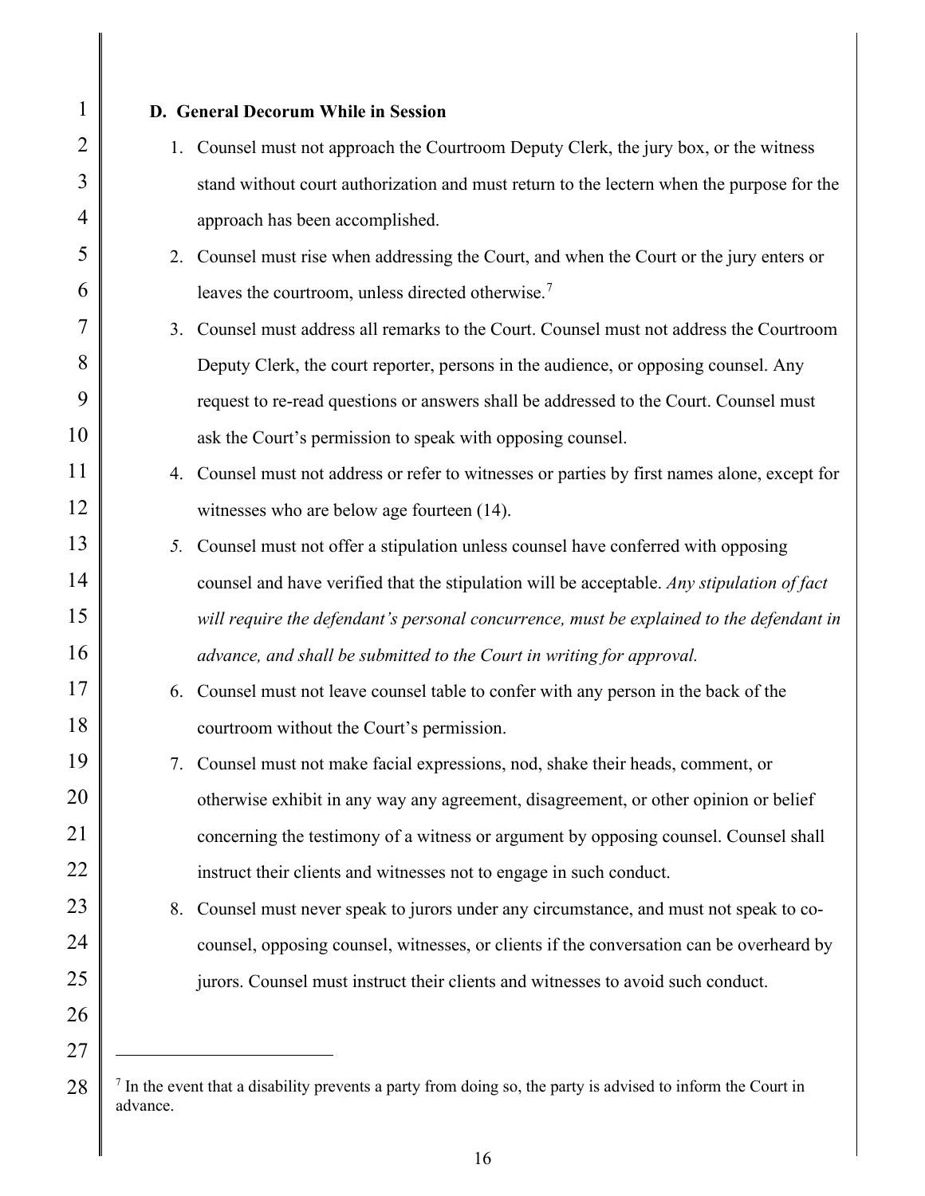**D. General Decorum While in Session**

1. Counsel must not approach the Courtroom Deputy Clerk, the jury box, or the witness stand without court authorization and must return to the lectern when the purpose for the approach has been accomplished.
2. Counsel must rise when addressing the Court, and when the Court or the jury enters or leaves the courtroom, unless directed otherwise.[7]
3. Counsel must address all remarks to the Court. Counsel must not address the Courtroom Deputy Clerk, the court reporter, persons in the audience, or opposing counsel. Any request to re-read questions or answers shall be addressed to the Court. Counsel must ask the Court's permission to speak with opposing counsel.
4. Counsel must not address or refer to witnesses or parties by first names alone, except for witnesses who are below age fourteen (14).
5. Counsel must not offer a stipulation unless counsel have conferred with opposing counsel and have verified that the stipulation will be acceptable. *Any stipulation of fact will require the defendant's personal concurrence, must be explained to the defendant in advance, and shall be submitted to the Court in writing for approval.*
6. Counsel must not leave counsel table to confer with any person in the back of the courtroom without the Court's permission.
7. Counsel must not make facial expressions, nod, shake their heads, comment, or otherwise exhibit in any way any agreement, disagreement, or other opinion or belief concerning the testimony of a witness or argument by opposing counsel. Counsel shall instruct their clients and witnesses not to engage in such conduct.
8. Counsel must never speak to jurors under any circumstance, and must not speak to co-counsel, opposing counsel, witnesses, or clients if the conversation can be overheard by jurors. Counsel must instruct their clients and witnesses to avoid such conduct.

---

[7] In the event that a disability prevents a party from doing so, the party is advised to inform the Court in advance.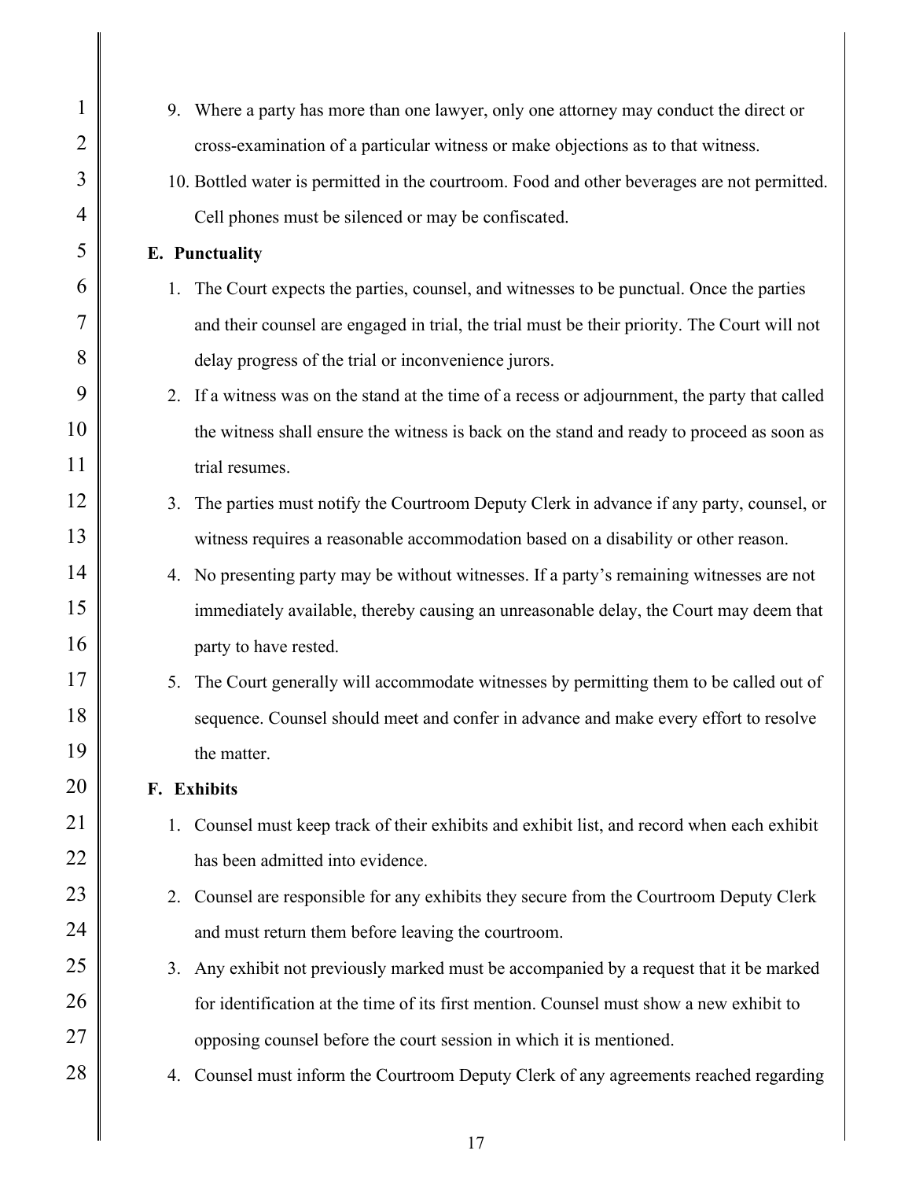9. Where a party has more than one lawyer, only one attorney may conduct the direct or cross-examination of a particular witness or make objections as to that witness.
10. Bottled water is permitted in the courtroom. Food and other beverages are not permitted. Cell phones must be silenced or may be confiscated.

**E. Punctuality**

1. The Court expects the parties, counsel, and witnesses to be punctual. Once the parties and their counsel are engaged in trial, the trial must be their priority. The Court will not delay progress of the trial or inconvenience jurors.
2. If a witness was on the stand at the time of a recess or adjournment, the party that called the witness shall ensure the witness is back on the stand and ready to proceed as soon as trial resumes.
3. The parties must notify the Courtroom Deputy Clerk in advance if any party, counsel, or witness requires a reasonable accommodation based on a disability or other reason.
4. No presenting party may be without witnesses. If a party's remaining witnesses are not immediately available, thereby causing an unreasonable delay, the Court may deem that party to have rested.
5. The Court generally will accommodate witnesses by permitting them to be called out of sequence. Counsel should meet and confer in advance and make every effort to resolve the matter.

**F. Exhibits**

1. Counsel must keep track of their exhibits and exhibit list, and record when each exhibit has been admitted into evidence.
2. Counsel are responsible for any exhibits they secure from the Courtroom Deputy Clerk and must return them before leaving the courtroom.
3. Any exhibit not previously marked must be accompanied by a request that it be marked for identification at the time of its first mention. Counsel must show a new exhibit to opposing counsel before the court session in which it is mentioned.
4. Counsel must inform the Courtroom Deputy Clerk of any agreements reached regarding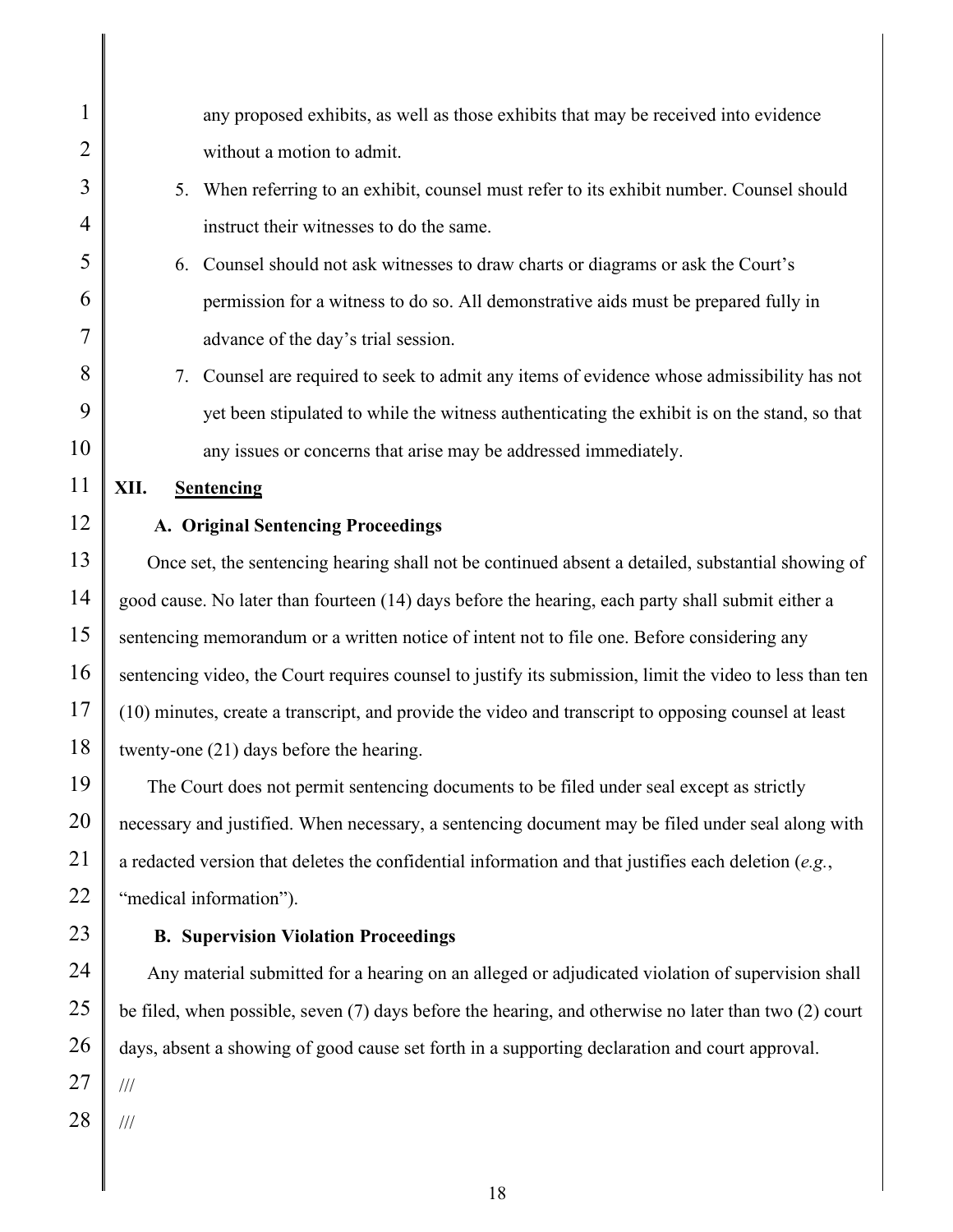any proposed exhibits, as well as those exhibits that may be received into evidence without a motion to admit.

5. When referring to an exhibit, counsel must refer to its exhibit number. Counsel should instruct their witnesses to do the same.
6. Counsel should not ask witnesses to draw charts or diagrams or ask the Court's permission for a witness to do so. All demonstrative aids must be prepared fully in advance of the day's trial session.
7. Counsel are required to seek to admit any items of evidence whose admissibility has not yet been stipulated to while the witness authenticating the exhibit is on the stand, so that any issues or concerns that arise may be addressed immediately.

## XII. Sentencing

### A. Original Sentencing Proceedings

Once set, the sentencing hearing shall not be continued absent a detailed, substantial showing of good cause. No later than fourteen (14) days before the hearing, each party shall submit either a sentencing memorandum or a written notice of intent not to file one. Before considering any sentencing video, the Court requires counsel to justify its submission, limit the video to less than ten (10) minutes, create a transcript, and provide the video and transcript to opposing counsel at least twenty-one (21) days before the hearing.

The Court does not permit sentencing documents to be filed under seal except as strictly necessary and justified. When necessary, a sentencing document may be filed under seal along with a redacted version that deletes the confidential information and that justifies each deletion (*e.g.*, "medical information").

### B. Supervision Violation Proceedings

Any material submitted for a hearing on an alleged or adjudicated violation of supervision shall be filed, when possible, seven (7) days before the hearing, and otherwise no later than two (2) court days, absent a showing of good cause set forth in a supporting declaration and court approval.

///

///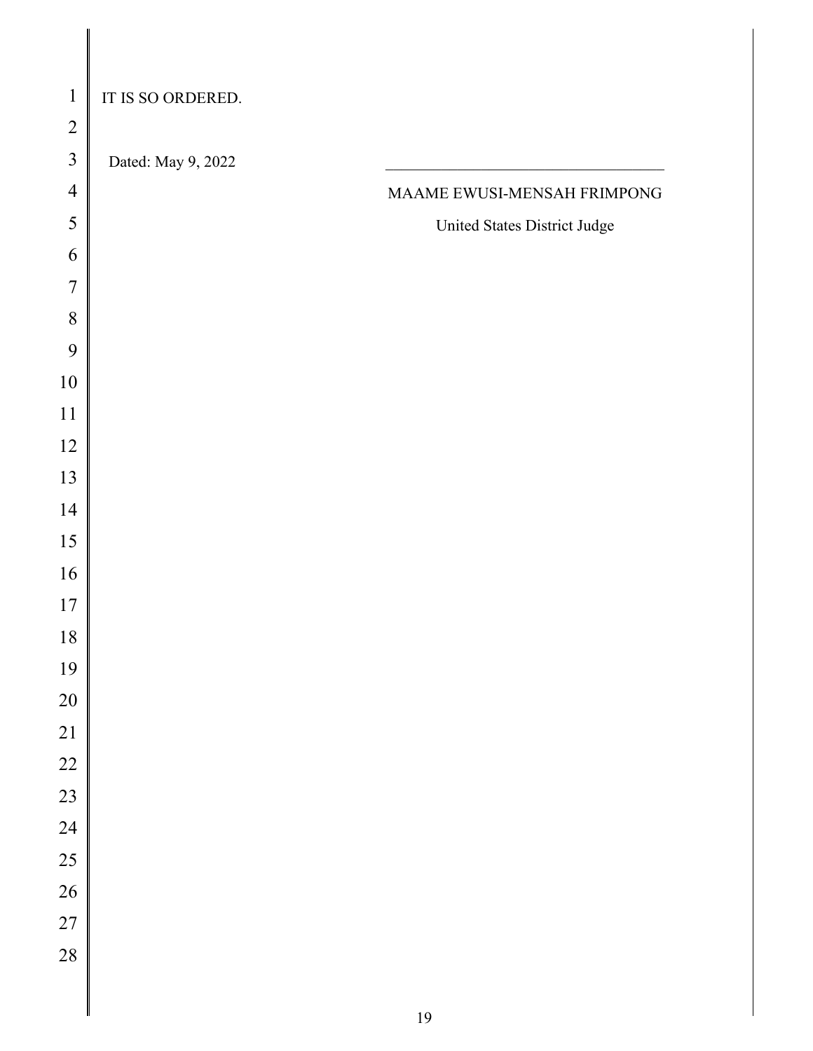IT IS SO ORDERED.

Dated: May 9, 2022

MAAME EWUSI-MENSAH FRIMPONG

United States District Judge